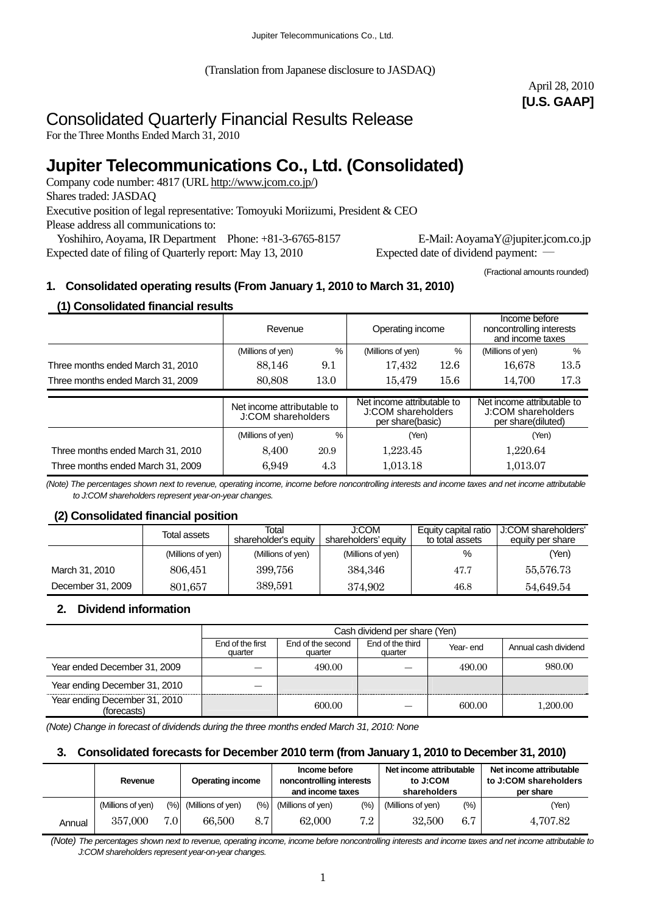(Translation from Japanese disclosure to JASDAQ)

April 28, 2010
**[U.S. GAAP]**

# Consolidated Quarterly Financial Results Release

For the Three Months Ended March 31, 2010

# Jupiter Telecommunications Co., Ltd. (Consolidated)

Company code number: 4817 (URL http://www.jcom.co.jp/)
Shares traded: JASDAQ
Executive position of legal representative: Tomoyuki Moriizumi, President & CEO
Please address all communications to:
Yoshihiro, Aoyama, IR Department Phone: +81-3-6765-8157 E-Mail: AoyamaY@jupiter.jcom.co.jp
Expected date of filing of Quarterly report: May 13, 2010 Expected date of dividend payment: —

(Fractional amounts rounded)

## 1. Consolidated operating results (From January 1, 2010 to March 31, 2010)

### (1) Consolidated financial results

| | Revenue | | Operating income | | Income before noncontrolling interests and income taxes | |
|---|---|---|---|---|---|---|
| | (Millions of yen) | % | (Millions of yen) | % | (Millions of yen) | % |
| Three months ended March 31, 2010 | 88,146 | 9.1 | 17,432 | 12.6 | 16,678 | 13.5 |
| Three months ended March 31, 2009 | 80,808 | 13.0 | 15,479 | 15.6 | 14,700 | 17.3 |

| | Net income attributable to J:COM shareholders | | Net income attributable to J:COM shareholders per share(basic) | Net income attributable to J:COM shareholders per share(diluted) |
|---|---|---|---|---|
| | (Millions of yen) | % | (Yen) | (Yen) |
| Three months ended March 31, 2010 | 8,400 | 20.9 | 1,223.45 | 1,220.64 |
| Three months ended March 31, 2009 | 6,949 | 4.3 | 1,013.18 | 1,013.07 |

*(Note) The percentages shown next to revenue, operating income, income before noncontrolling interests and income taxes and net income attributable to J:COM shareholders represent year-on-year changes.*

### (2) Consolidated financial position

| | Total assets | Total shareholder's equity | J:COM shareholders' equity | Equity capital ratio to total assets | J:COM shareholders' equity per share |
|---|---|---|---|---|---|
| | (Millions of yen) | (Millions of yen) | (Millions of yen) | % | (Yen) |
| March 31, 2010 | 806,451 | 399,756 | 384,346 | 47.7 | 55,576.73 |
| December 31, 2009 | 801,657 | 389,591 | 374,902 | 46.8 | 54,649.54 |

## 2. Dividend information

| | Cash dividend per share (Yen) | | | | |
|---|---|---|---|---|---|
| | End of the first quarter | End of the second quarter | End of the third quarter | Year- end | Annual cash dividend |
| Year ended December 31, 2009 | — | 490.00 | — | 490.00 | 980.00 |
| Year ending December 31, 2010 | — | | | | |
| Year ending December 31, 2010 (forecasts) | | 600.00 | — | 600.00 | 1,200.00 |

*(Note) Change in forecast of dividends during the three months ended March 31, 2010: None*

## 3. Consolidated forecasts for December 2010 term (from January 1, 2010 to December 31, 2010)

| | Revenue | | Operating income | | Income before noncontrolling interests and income taxes | | Net income attributable to J:COM shareholders | | Net income attributable to J:COM shareholders per share |
|---|---|---|---|---|---|---|---|---|---|
| | (Millions of yen) | (%) | (Millions of yen) | (%) | (Millions of yen) | (%) | (Millions of yen) | (%) | (Yen) |
| Annual | 357,000 | 7.0 | 66,500 | 8.7 | 62,000 | 7.2 | 32,500 | 6.7 | 4,707.82 |

*(Note) The percentages shown next to revenue, operating income, income before noncontrolling interests and income taxes and net income attributable to J:COM shareholders represent year-on-year changes.*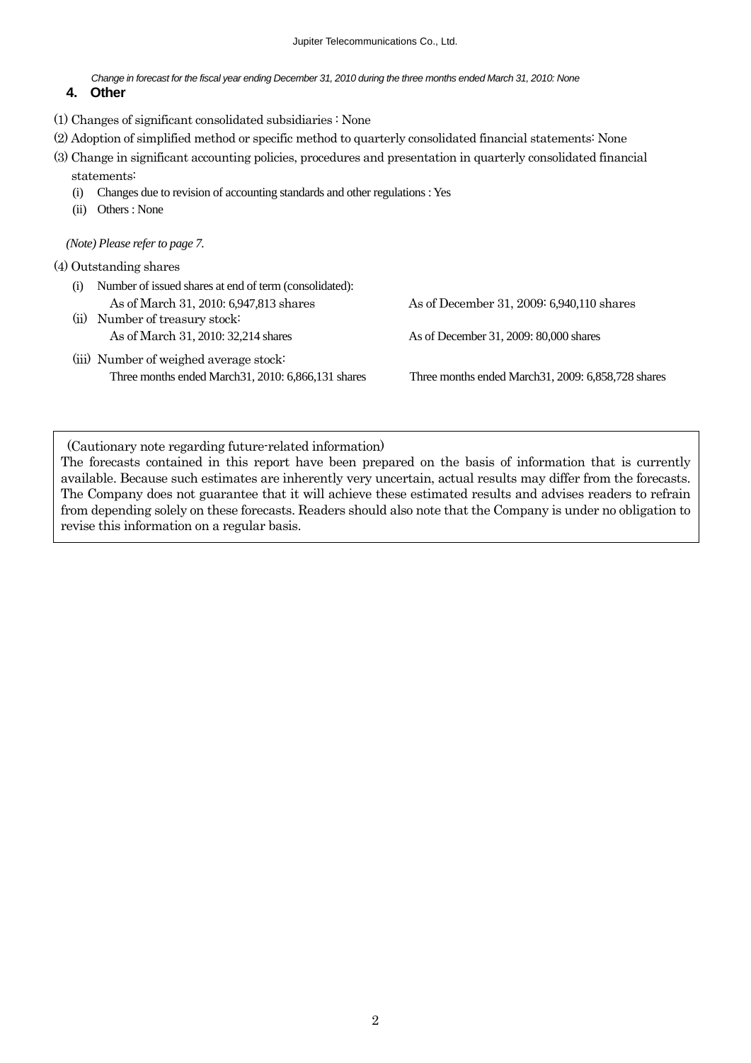*Change in forecast for the fiscal year ending December 31, 2010 during the three months ended March 31, 2010: None*

## 4. Other

(1) Changes of significant consolidated subsidiaries : None

(2) Adoption of simplified method or specific method to quarterly consolidated financial statements: None

(3) Change in significant accounting policies, procedures and presentation in quarterly consolidated financial statements:

- (i) Changes due to revision of accounting standards and other regulations : Yes
- (ii) Others : None

*(Note) Please refer to page 7.*

(4) Outstanding shares

- (i) Number of issued shares at end of term (consolidated):
  As of March 31, 2010: 6,947,813 shares　　As of December 31, 2009: 6,940,110 shares
- (ii) Number of treasury stock:
  As of March 31, 2010: 32,214 shares　　As of December 31, 2009: 80,000 shares
- (iii) Number of weighed average stock:
  Three months ended March31, 2010: 6,866,131 shares　　Three months ended March31, 2009: 6,858,728 shares

(Cautionary note regarding future-related information)

The forecasts contained in this report have been prepared on the basis of information that is currently available. Because such estimates are inherently very uncertain, actual results may differ from the forecasts. The Company does not guarantee that it will achieve these estimated results and advises readers to refrain from depending solely on these forecasts. Readers should also note that the Company is under no obligation to revise this information on a regular basis.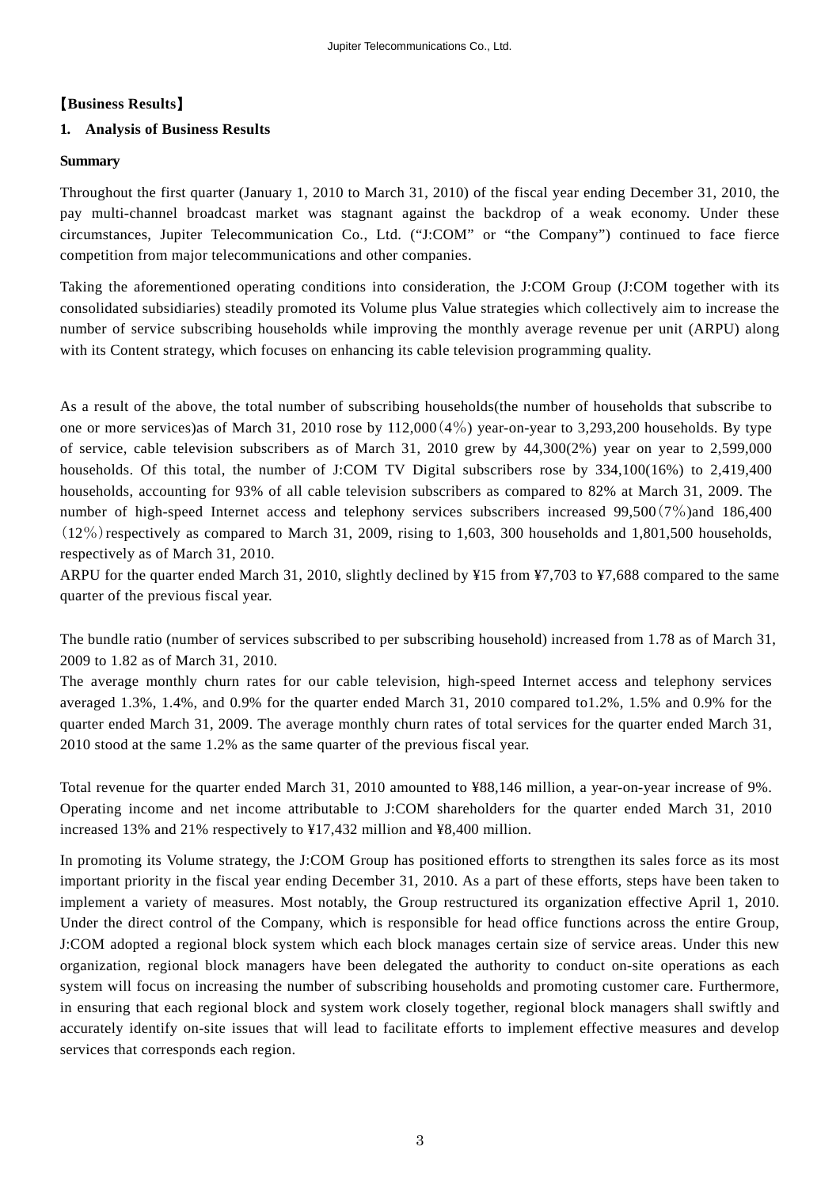【Business Results】

## 1. Analysis of Business Results

### Summary

Throughout the first quarter (January 1, 2010 to March 31, 2010) of the fiscal year ending December 31, 2010, the pay multi-channel broadcast market was stagnant against the backdrop of a weak economy. Under these circumstances, Jupiter Telecommunication Co., Ltd. ("J:COM" or "the Company") continued to face fierce competition from major telecommunications and other companies.

Taking the aforementioned operating conditions into consideration, the J:COM Group (J:COM together with its consolidated subsidiaries) steadily promoted its Volume plus Value strategies which collectively aim to increase the number of service subscribing households while improving the monthly average revenue per unit (ARPU) along with its Content strategy, which focuses on enhancing its cable television programming quality.

As a result of the above, the total number of subscribing households(the number of households that subscribe to one or more services)as of March 31, 2010 rose by 112,000（4％）year-on-year to 3,293,200 households. By type of service, cable television subscribers as of March 31, 2010 grew by 44,300(2%) year on year to 2,599,000 households. Of this total, the number of J:COM TV Digital subscribers rose by 334,100(16%) to 2,419,400 households, accounting for 93% of all cable television subscribers as compared to 82% at March 31, 2009. The number of high-speed Internet access and telephony services subscribers increased 99,500（7％)and 186,400（12％）respectively as compared to March 31, 2009, rising to 1,603, 300 households and 1,801,500 households, respectively as of March 31, 2010.
ARPU for the quarter ended March 31, 2010, slightly declined by ¥15 from ¥7,703 to ¥7,688 compared to the same quarter of the previous fiscal year.

The bundle ratio (number of services subscribed to per subscribing household) increased from 1.78 as of March 31, 2009 to 1.82 as of March 31, 2010.
The average monthly churn rates for our cable television, high-speed Internet access and telephony services averaged 1.3%, 1.4%, and 0.9% for the quarter ended March 31, 2010 compared to1.2%, 1.5% and 0.9% for the quarter ended March 31, 2009. The average monthly churn rates of total services for the quarter ended March 31, 2010 stood at the same 1.2% as the same quarter of the previous fiscal year.

Total revenue for the quarter ended March 31, 2010 amounted to ¥88,146 million, a year-on-year increase of 9%. Operating income and net income attributable to J:COM shareholders for the quarter ended March 31, 2010 increased 13% and 21% respectively to ¥17,432 million and ¥8,400 million.

In promoting its Volume strategy, the J:COM Group has positioned efforts to strengthen its sales force as its most important priority in the fiscal year ending December 31, 2010. As a part of these efforts, steps have been taken to implement a variety of measures. Most notably, the Group restructured its organization effective April 1, 2010. Under the direct control of the Company, which is responsible for head office functions across the entire Group, J:COM adopted a regional block system which each block manages certain size of service areas. Under this new organization, regional block managers have been delegated the authority to conduct on-site operations as each system will focus on increasing the number of subscribing households and promoting customer care. Furthermore, in ensuring that each regional block and system work closely together, regional block managers shall swiftly and accurately identify on-site issues that will lead to facilitate efforts to implement effective measures and develop services that corresponds each region.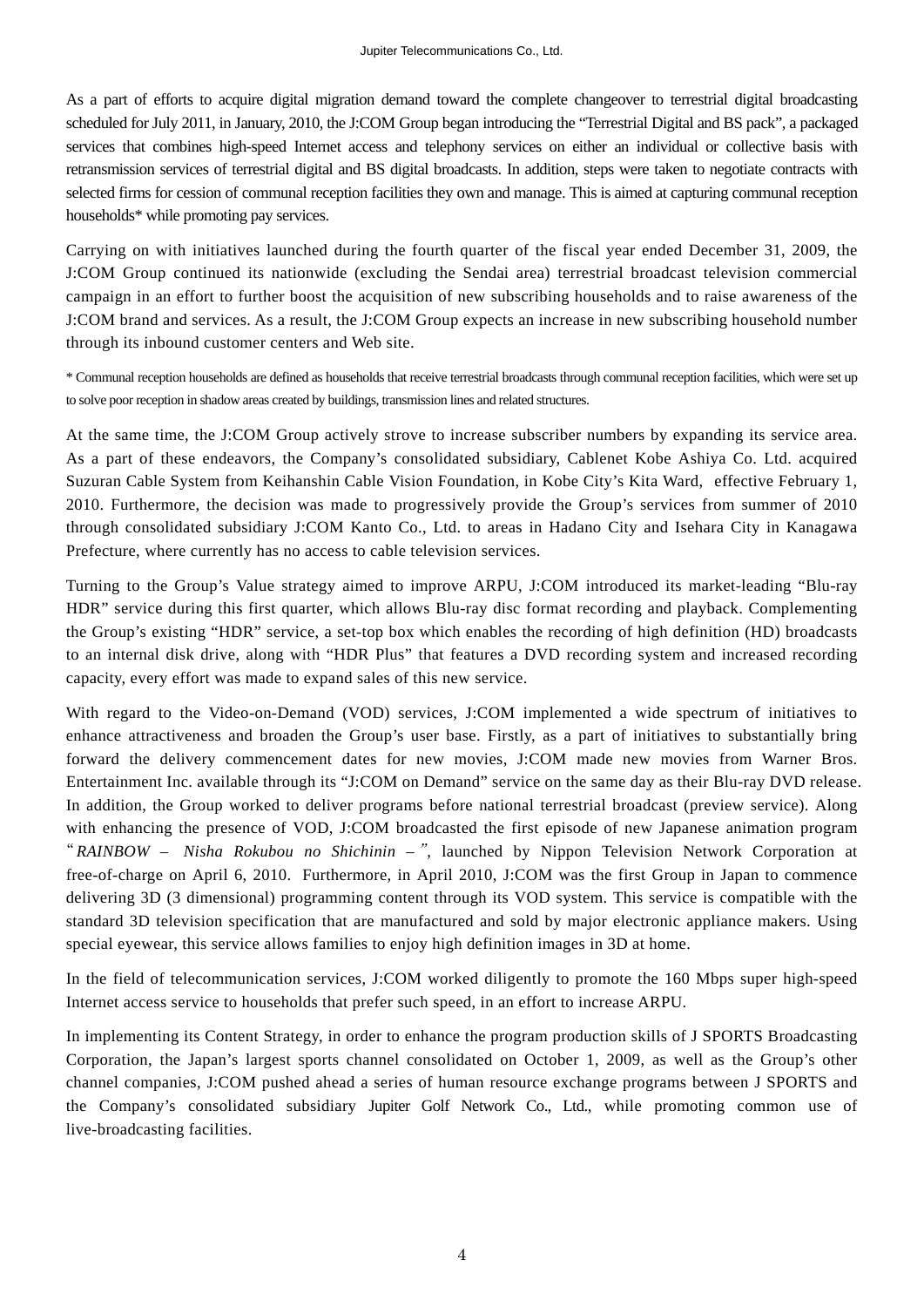As a part of efforts to acquire digital migration demand toward the complete changeover to terrestrial digital broadcasting scheduled for July 2011, in January, 2010, the J:COM Group began introducing the "Terrestrial Digital and BS pack", a packaged services that combines high-speed Internet access and telephony services on either an individual or collective basis with retransmission services of terrestrial digital and BS digital broadcasts. In addition, steps were taken to negotiate contracts with selected firms for cession of communal reception facilities they own and manage. This is aimed at capturing communal reception households* while promoting pay services.

Carrying on with initiatives launched during the fourth quarter of the fiscal year ended December 31, 2009, the J:COM Group continued its nationwide (excluding the Sendai area) terrestrial broadcast television commercial campaign in an effort to further boost the acquisition of new subscribing households and to raise awareness of the J:COM brand and services. As a result, the J:COM Group expects an increase in new subscribing household number through its inbound customer centers and Web site.

* Communal reception households are defined as households that receive terrestrial broadcasts through communal reception facilities, which were set up to solve poor reception in shadow areas created by buildings, transmission lines and related structures.

At the same time, the J:COM Group actively strove to increase subscriber numbers by expanding its service area. As a part of these endeavors, the Company's consolidated subsidiary, Cablenet Kobe Ashiya Co. Ltd. acquired Suzuran Cable System from Keihanshin Cable Vision Foundation, in Kobe City's Kita Ward, effective February 1, 2010. Furthermore, the decision was made to progressively provide the Group's services from summer of 2010 through consolidated subsidiary J:COM Kanto Co., Ltd. to areas in Hadano City and Isehara City in Kanagawa Prefecture, where currently has no access to cable television services.

Turning to the Group's Value strategy aimed to improve ARPU, J:COM introduced its market-leading "Blu-ray HDR" service during this first quarter, which allows Blu-ray disc format recording and playback. Complementing the Group's existing "HDR" service, a set-top box which enables the recording of high definition (HD) broadcasts to an internal disk drive, along with "HDR Plus" that features a DVD recording system and increased recording capacity, every effort was made to expand sales of this new service.

With regard to the Video-on-Demand (VOD) services, J:COM implemented a wide spectrum of initiatives to enhance attractiveness and broaden the Group's user base. Firstly, as a part of initiatives to substantially bring forward the delivery commencement dates for new movies, J:COM made new movies from Warner Bros. Entertainment Inc. available through its "J:COM on Demand" service on the same day as their Blu-ray DVD release. In addition, the Group worked to deliver programs before national terrestrial broadcast (preview service). Along with enhancing the presence of VOD, J:COM broadcasted the first episode of new Japanese animation program "*RAINBOW – Nisha Rokubou no Shichinin –*", launched by Nippon Television Network Corporation at free-of-charge on April 6, 2010. Furthermore, in April 2010, J:COM was the first Group in Japan to commence delivering 3D (3 dimensional) programming content through its VOD system. This service is compatible with the standard 3D television specification that are manufactured and sold by major electronic appliance makers. Using special eyewear, this service allows families to enjoy high definition images in 3D at home.

In the field of telecommunication services, J:COM worked diligently to promote the 160 Mbps super high-speed Internet access service to households that prefer such speed, in an effort to increase ARPU.

In implementing its Content Strategy, in order to enhance the program production skills of J SPORTS Broadcasting Corporation, the Japan's largest sports channel consolidated on October 1, 2009, as well as the Group's other channel companies, J:COM pushed ahead a series of human resource exchange programs between J SPORTS and the Company's consolidated subsidiary Jupiter Golf Network Co., Ltd., while promoting common use of live-broadcasting facilities.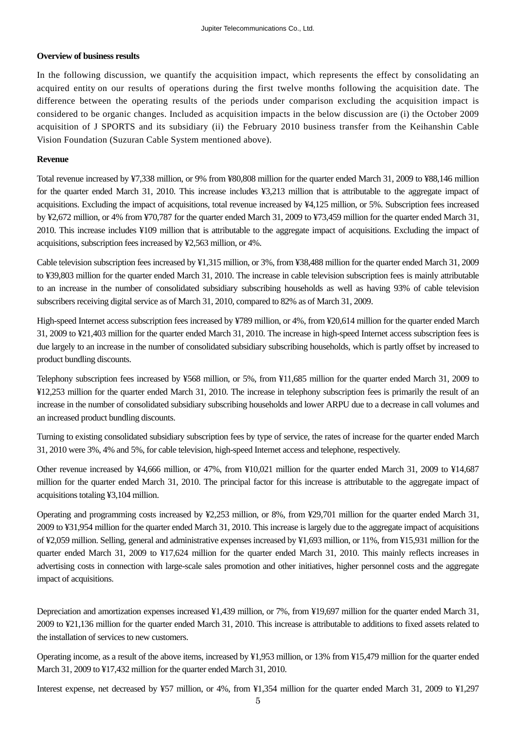**Overview of business results**

In the following discussion, we quantify the acquisition impact, which represents the effect by consolidating an acquired entity on our results of operations during the first twelve months following the acquisition date. The difference between the operating results of the periods under comparison excluding the acquisition impact is considered to be organic changes. Included as acquisition impacts in the below discussion are (i) the October 2009 acquisition of J SPORTS and its subsidiary (ii) the February 2010 business transfer from the Keihanshin Cable Vision Foundation (Suzuran Cable System mentioned above).

**Revenue**

Total revenue increased by ¥7,338 million, or 9% from ¥80,808 million for the quarter ended March 31, 2009 to ¥88,146 million for the quarter ended March 31, 2010. This increase includes ¥3,213 million that is attributable to the aggregate impact of acquisitions. Excluding the impact of acquisitions, total revenue increased by ¥4,125 million, or 5%. Subscription fees increased by ¥2,672 million, or 4% from ¥70,787 for the quarter ended March 31, 2009 to ¥73,459 million for the quarter ended March 31, 2010. This increase includes ¥109 million that is attributable to the aggregate impact of acquisitions. Excluding the impact of acquisitions, subscription fees increased by ¥2,563 million, or 4%.

Cable television subscription fees increased by ¥1,315 million, or 3%, from ¥38,488 million for the quarter ended March 31, 2009 to ¥39,803 million for the quarter ended March 31, 2010. The increase in cable television subscription fees is mainly attributable to an increase in the number of consolidated subsidiary subscribing households as well as having 93% of cable television subscribers receiving digital service as of March 31, 2010, compared to 82% as of March 31, 2009.

High-speed Internet access subscription fees increased by ¥789 million, or 4%, from ¥20,614 million for the quarter ended March 31, 2009 to ¥21,403 million for the quarter ended March 31, 2010. The increase in high-speed Internet access subscription fees is due largely to an increase in the number of consolidated subsidiary subscribing households, which is partly offset by increased to product bundling discounts.

Telephony subscription fees increased by ¥568 million, or 5%, from ¥11,685 million for the quarter ended March 31, 2009 to ¥12,253 million for the quarter ended March 31, 2010. The increase in telephony subscription fees is primarily the result of an increase in the number of consolidated subsidiary subscribing households and lower ARPU due to a decrease in call volumes and an increased product bundling discounts.

Turning to existing consolidated subsidiary subscription fees by type of service, the rates of increase for the quarter ended March 31, 2010 were 3%, 4% and 5%, for cable television, high-speed Internet access and telephone, respectively.

Other revenue increased by ¥4,666 million, or 47%, from ¥10,021 million for the quarter ended March 31, 2009 to ¥14,687 million for the quarter ended March 31, 2010. The principal factor for this increase is attributable to the aggregate impact of acquisitions totaling ¥3,104 million.

Operating and programming costs increased by ¥2,253 million, or 8%, from ¥29,701 million for the quarter ended March 31, 2009 to ¥31,954 million for the quarter ended March 31, 2010. This increase is largely due to the aggregate impact of acquisitions of ¥2,059 million. Selling, general and administrative expenses increased by ¥1,693 million, or 11%, from ¥15,931 million for the quarter ended March 31, 2009 to ¥17,624 million for the quarter ended March 31, 2010. This mainly reflects increases in advertising costs in connection with large-scale sales promotion and other initiatives, higher personnel costs and the aggregate impact of acquisitions.

Depreciation and amortization expenses increased ¥1,439 million, or 7%, from ¥19,697 million for the quarter ended March 31, 2009 to ¥21,136 million for the quarter ended March 31, 2010. This increase is attributable to additions to fixed assets related to the installation of services to new customers.

Operating income, as a result of the above items, increased by ¥1,953 million, or 13% from ¥15,479 million for the quarter ended March 31, 2009 to ¥17,432 million for the quarter ended March 31, 2010.

Interest expense, net decreased by ¥57 million, or 4%, from ¥1,354 million for the quarter ended March 31, 2009 to ¥1,297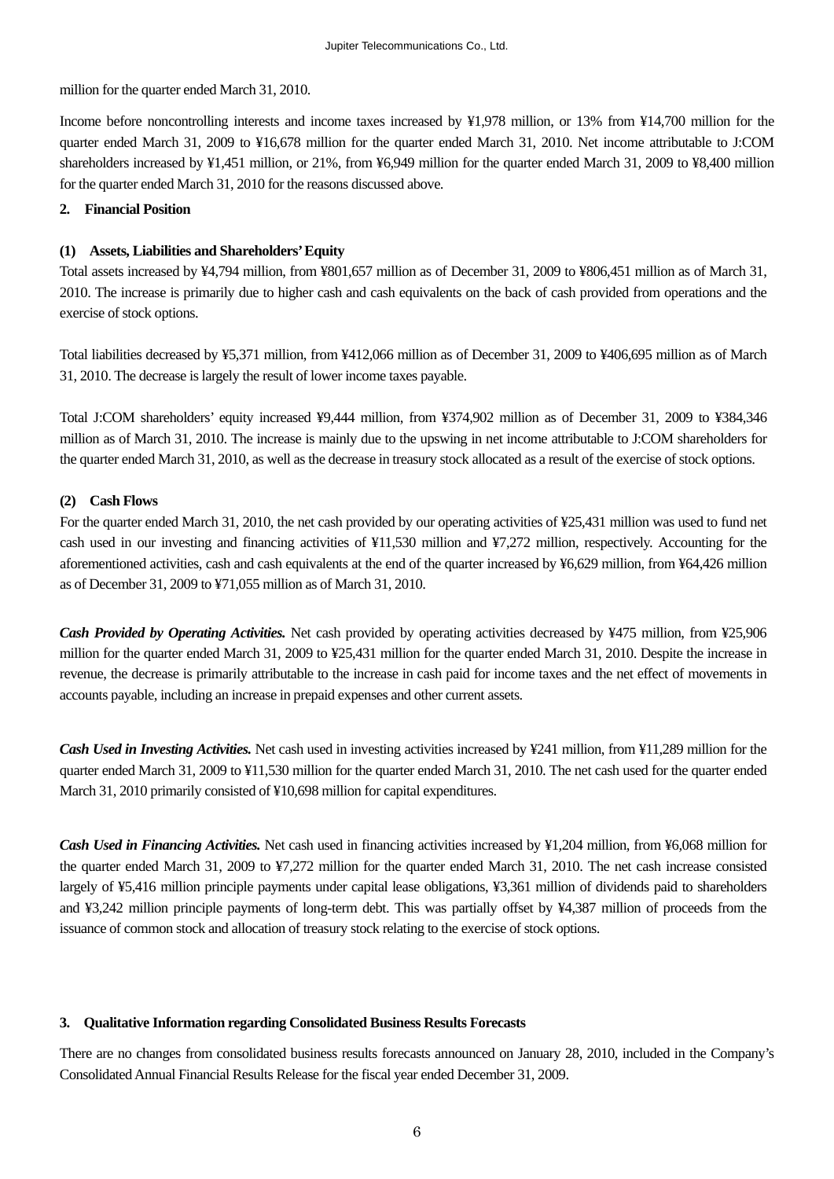million for the quarter ended March 31, 2010.

Income before noncontrolling interests and income taxes increased by ¥1,978 million, or 13% from ¥14,700 million for the quarter ended March 31, 2009 to ¥16,678 million for the quarter ended March 31, 2010. Net income attributable to J:COM shareholders increased by ¥1,451 million, or 21%, from ¥6,949 million for the quarter ended March 31, 2009 to ¥8,400 million for the quarter ended March 31, 2010 for the reasons discussed above.

## 2. Financial Position

### (1) Assets, Liabilities and Shareholders' Equity

Total assets increased by ¥4,794 million, from ¥801,657 million as of December 31, 2009 to ¥806,451 million as of March 31, 2010. The increase is primarily due to higher cash and cash equivalents on the back of cash provided from operations and the exercise of stock options.

Total liabilities decreased by ¥5,371 million, from ¥412,066 million as of December 31, 2009 to ¥406,695 million as of March 31, 2010. The decrease is largely the result of lower income taxes payable.

Total J:COM shareholders' equity increased ¥9,444 million, from ¥374,902 million as of December 31, 2009 to ¥384,346 million as of March 31, 2010. The increase is mainly due to the upswing in net income attributable to J:COM shareholders for the quarter ended March 31, 2010, as well as the decrease in treasury stock allocated as a result of the exercise of stock options.

### (2) Cash Flows

For the quarter ended March 31, 2010, the net cash provided by our operating activities of ¥25,431 million was used to fund net cash used in our investing and financing activities of ¥11,530 million and ¥7,272 million, respectively. Accounting for the aforementioned activities, cash and cash equivalents at the end of the quarter increased by ¥6,629 million, from ¥64,426 million as of December 31, 2009 to ¥71,055 million as of March 31, 2010.

***Cash Provided by Operating Activities.*** Net cash provided by operating activities decreased by ¥475 million, from ¥25,906 million for the quarter ended March 31, 2009 to ¥25,431 million for the quarter ended March 31, 2010. Despite the increase in revenue, the decrease is primarily attributable to the increase in cash paid for income taxes and the net effect of movements in accounts payable, including an increase in prepaid expenses and other current assets.

***Cash Used in Investing Activities.*** Net cash used in investing activities increased by ¥241 million, from ¥11,289 million for the quarter ended March 31, 2009 to ¥11,530 million for the quarter ended March 31, 2010. The net cash used for the quarter ended March 31, 2010 primarily consisted of ¥10,698 million for capital expenditures.

***Cash Used in Financing Activities.*** Net cash used in financing activities increased by ¥1,204 million, from ¥6,068 million for the quarter ended March 31, 2009 to ¥7,272 million for the quarter ended March 31, 2010. The net cash increase consisted largely of ¥5,416 million principle payments under capital lease obligations, ¥3,361 million of dividends paid to shareholders and ¥3,242 million principle payments of long-term debt. This was partially offset by ¥4,387 million of proceeds from the issuance of common stock and allocation of treasury stock relating to the exercise of stock options.

## 3. Qualitative Information regarding Consolidated Business Results Forecasts

There are no changes from consolidated business results forecasts announced on January 28, 2010, included in the Company's Consolidated Annual Financial Results Release for the fiscal year ended December 31, 2009.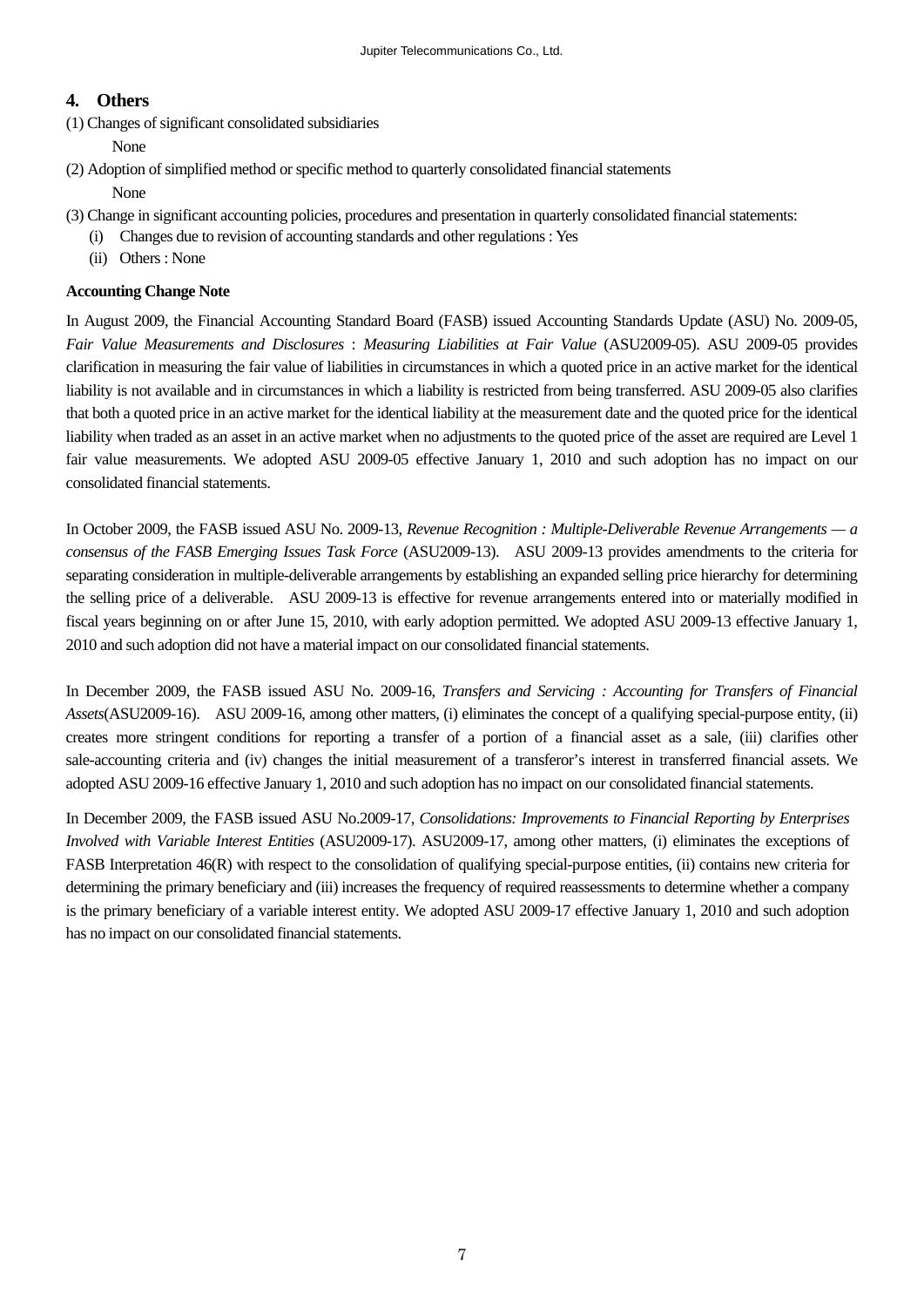## 4. Others

(1) Changes of significant consolidated subsidiaries

None

(2) Adoption of simplified method or specific method to quarterly consolidated financial statements

None

(3) Change in significant accounting policies, procedures and presentation in quarterly consolidated financial statements:

(i) Changes due to revision of accounting standards and other regulations : Yes

(ii) Others : None

**Accounting Change Note**

In August 2009, the Financial Accounting Standard Board (FASB) issued Accounting Standards Update (ASU) No. 2009-05, *Fair Value Measurements and Disclosures* : *Measuring Liabilities at Fair Value* (ASU2009-05). ASU 2009-05 provides clarification in measuring the fair value of liabilities in circumstances in which a quoted price in an active market for the identical liability is not available and in circumstances in which a liability is restricted from being transferred. ASU 2009-05 also clarifies that both a quoted price in an active market for the identical liability at the measurement date and the quoted price for the identical liability when traded as an asset in an active market when no adjustments to the quoted price of the asset are required are Level 1 fair value measurements. We adopted ASU 2009-05 effective January 1, 2010 and such adoption has no impact on our consolidated financial statements.

In October 2009, the FASB issued ASU No. 2009-13, *Revenue Recognition : Multiple-Deliverable Revenue Arrangements — a consensus of the FASB Emerging Issues Task Force* (ASU2009-13). ASU 2009-13 provides amendments to the criteria for separating consideration in multiple-deliverable arrangements by establishing an expanded selling price hierarchy for determining the selling price of a deliverable. ASU 2009-13 is effective for revenue arrangements entered into or materially modified in fiscal years beginning on or after June 15, 2010, with early adoption permitted. We adopted ASU 2009-13 effective January 1, 2010 and such adoption did not have a material impact on our consolidated financial statements.

In December 2009, the FASB issued ASU No. 2009-16, *Transfers and Servicing : Accounting for Transfers of Financial Assets*(ASU2009-16). ASU 2009-16, among other matters, (i) eliminates the concept of a qualifying special-purpose entity, (ii) creates more stringent conditions for reporting a transfer of a portion of a financial asset as a sale, (iii) clarifies other sale-accounting criteria and (iv) changes the initial measurement of a transferor's interest in transferred financial assets. We adopted ASU 2009-16 effective January 1, 2010 and such adoption has no impact on our consolidated financial statements.

In December 2009, the FASB issued ASU No.2009-17, *Consolidations: Improvements to Financial Reporting by Enterprises Involved with Variable Interest Entities* (ASU2009-17). ASU2009-17, among other matters, (i) eliminates the exceptions of FASB Interpretation 46(R) with respect to the consolidation of qualifying special-purpose entities, (ii) contains new criteria for determining the primary beneficiary and (iii) increases the frequency of required reassessments to determine whether a company is the primary beneficiary of a variable interest entity. We adopted ASU 2009-17 effective January 1, 2010 and such adoption has no impact on our consolidated financial statements.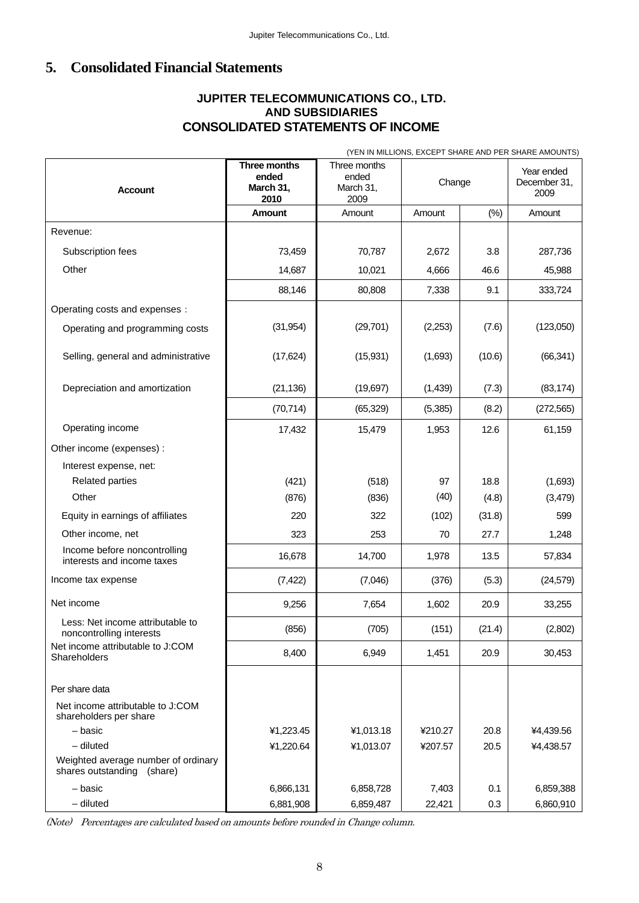## 5. Consolidated Financial Statements

### JUPITER TELECOMMUNICATIONS CO., LTD.
### AND SUBSIDIARIES
### CONSOLIDATED STATEMENTS OF INCOME

(YEN IN MILLIONS, EXCEPT SHARE AND PER SHARE AMOUNTS)

| Account | **Three months ended March 31, 2010** | Three months ended March 31, 2009 | Change | | Year ended December 31, 2009 |
|---|---|---|---|---|---|
| | **Amount** | Amount | Amount | (%) | Amount |
| Revenue: | | | | | |
| Subscription fees | 73,459 | 70,787 | 2,672 | 3.8 | 287,736 |
| Other | 14,687 | 10,021 | 4,666 | 46.6 | 45,988 |
| | 88,146 | 80,808 | 7,338 | 9.1 | 333,724 |
| Operating costs and expenses： | | | | | |
| Operating and programming costs | (31,954) | (29,701) | (2,253) | (7.6) | (123,050) |
| Selling, general and administrative | (17,624) | (15,931) | (1,693) | (10.6) | (66,341) |
| Depreciation and amortization | (21,136) | (19,697) | (1,439) | (7.3) | (83,174) |
| | (70,714) | (65,329) | (5,385) | (8.2) | (272,565) |
| Operating income | 17,432 | 15,479 | 1,953 | 12.6 | 61,159 |
| Other income (expenses) : | | | | | |
| Interest expense, net: | | | | | |
| Related parties | (421) | (518) | 97 | 18.8 | (1,693) |
| Other | (876) | (836) | (40) | (4.8) | (3,479) |
| Equity in earnings of affiliates | 220 | 322 | (102) | (31.8) | 599 |
| Other income, net | 323 | 253 | 70 | 27.7 | 1,248 |
| Income before noncontrolling interests and income taxes | 16,678 | 14,700 | 1,978 | 13.5 | 57,834 |
| Income tax expense | (7,422) | (7,046) | (376) | (5.3) | (24,579) |
| Net income | 9,256 | 7,654 | 1,602 | 20.9 | 33,255 |
| Less: Net income attributable to noncontrolling interests | (856) | (705) | (151) | (21.4) | (2,802) |
| Net income attributable to J:COM Shareholders | 8,400 | 6,949 | 1,451 | 20.9 | 30,453 |
| Per share data | | | | | |
| Net income attributable to J:COM shareholders per share | | | | | |
| – basic | ¥1,223.45 | ¥1,013.18 | ¥210.27 | 20.8 | ¥4,439.56 |
| – diluted | ¥1,220.64 | ¥1,013.07 | ¥207.57 | 20.5 | ¥4,438.57 |
| Weighted average number of ordinary shares outstanding (share) | | | | | |
| – basic | 6,866,131 | 6,858,728 | 7,403 | 0.1 | 6,859,388 |
| – diluted | 6,881,908 | 6,859,487 | 22,421 | 0.3 | 6,860,910 |

*(Note) Percentages are calculated based on amounts before rounded in Change column.*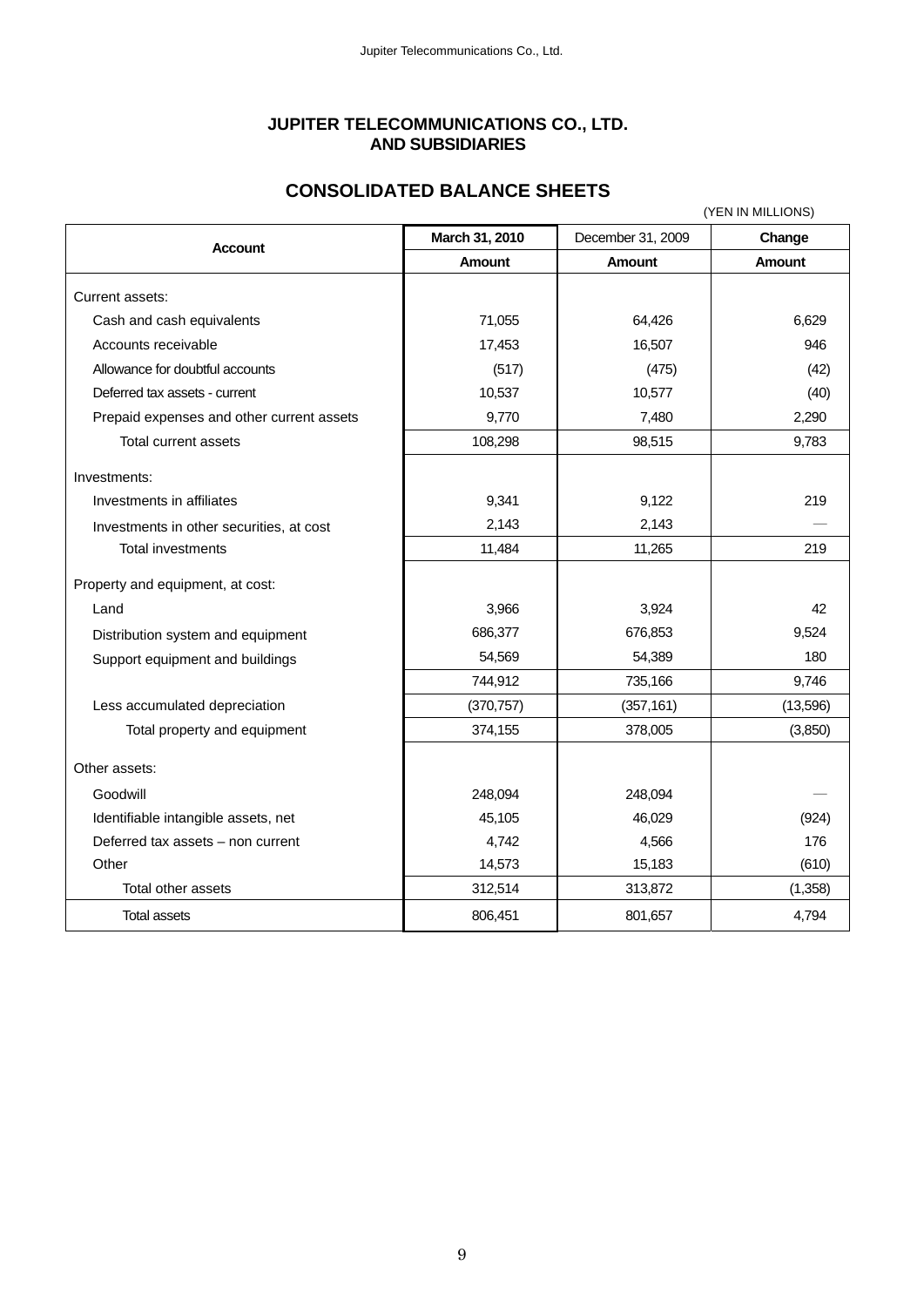# JUPITER TELECOMMUNICATIONS CO., LTD.
# AND SUBSIDIARIES

## CONSOLIDATED BALANCE SHEETS

(YEN IN MILLIONS)

| Account | March 31, 2010 | December 31, 2009 | Change |
|---|---|---|---|
| | Amount | Amount | Amount |
| Current assets: | | | |
| Cash and cash equivalents | 71,055 | 64,426 | 6,629 |
| Accounts receivable | 17,453 | 16,507 | 946 |
| Allowance for doubtful accounts | (517) | (475) | (42) |
| Deferred tax assets - current | 10,537 | 10,577 | (40) |
| Prepaid expenses and other current assets | 9,770 | 7,480 | 2,290 |
| Total current assets | 108,298 | 98,515 | 9,783 |
| Investments: | | | |
| Investments in affiliates | 9,341 | 9,122 | 219 |
| Investments in other securities, at cost | 2,143 | 2,143 | — |
| Total investments | 11,484 | 11,265 | 219 |
| Property and equipment, at cost: | | | |
| Land | 3,966 | 3,924 | 42 |
| Distribution system and equipment | 686,377 | 676,853 | 9,524 |
| Support equipment and buildings | 54,569 | 54,389 | 180 |
| | 744,912 | 735,166 | 9,746 |
| Less accumulated depreciation | (370,757) | (357,161) | (13,596) |
| Total property and equipment | 374,155 | 378,005 | (3,850) |
| Other assets: | | | |
| Goodwill | 248,094 | 248,094 | — |
| Identifiable intangible assets, net | 45,105 | 46,029 | (924) |
| Deferred tax assets – non current | 4,742 | 4,566 | 176 |
| Other | 14,573 | 15,183 | (610) |
| Total other assets | 312,514 | 313,872 | (1,358) |
| Total assets | 806,451 | 801,657 | 4,794 |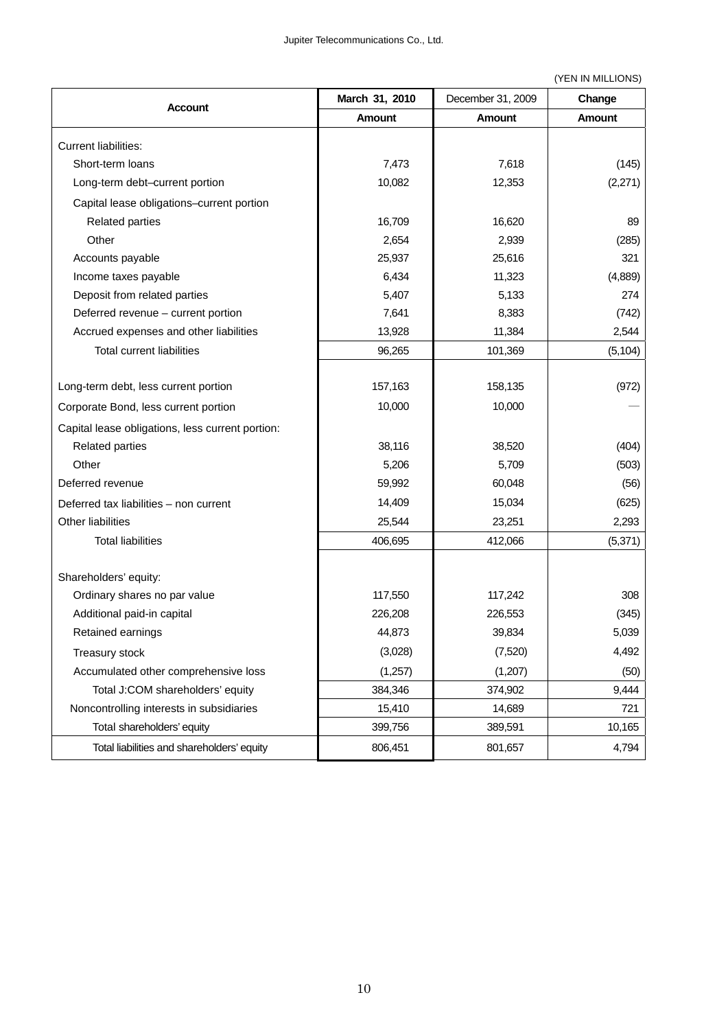(YEN IN MILLIONS)

| Account | March 31, 2010 | December 31, 2009 | Change |
|---|---|---|---|
| | Amount | Amount | Amount |
| Current liabilities: | | | |
| Short-term loans | 7,473 | 7,618 | (145) |
| Long-term debt–current portion | 10,082 | 12,353 | (2,271) |
| Capital lease obligations–current portion | | | |
| Related parties | 16,709 | 16,620 | 89 |
| Other | 2,654 | 2,939 | (285) |
| Accounts payable | 25,937 | 25,616 | 321 |
| Income taxes payable | 6,434 | 11,323 | (4,889) |
| Deposit from related parties | 5,407 | 5,133 | 274 |
| Deferred revenue – current portion | 7,641 | 8,383 | (742) |
| Accrued expenses and other liabilities | 13,928 | 11,384 | 2,544 |
| Total current liabilities | 96,265 | 101,369 | (5,104) |
| Long-term debt, less current portion | 157,163 | 158,135 | (972) |
| Corporate Bond, less current portion | 10,000 | 10,000 | — |
| Capital lease obligations, less current portion: | | | |
| Related parties | 38,116 | 38,520 | (404) |
| Other | 5,206 | 5,709 | (503) |
| Deferred revenue | 59,992 | 60,048 | (56) |
| Deferred tax liabilities – non current | 14,409 | 15,034 | (625) |
| Other liabilities | 25,544 | 23,251 | 2,293 |
| Total liabilities | 406,695 | 412,066 | (5,371) |
| Shareholders' equity: | | | |
| Ordinary shares no par value | 117,550 | 117,242 | 308 |
| Additional paid-in capital | 226,208 | 226,553 | (345) |
| Retained earnings | 44,873 | 39,834 | 5,039 |
| Treasury stock | (3,028) | (7,520) | 4,492 |
| Accumulated other comprehensive loss | (1,257) | (1,207) | (50) |
| Total J:COM shareholders' equity | 384,346 | 374,902 | 9,444 |
| Noncontrolling interests in subsidiaries | 15,410 | 14,689 | 721 |
| Total shareholders' equity | 399,756 | 389,591 | 10,165 |
| Total liabilities and shareholders' equity | 806,451 | 801,657 | 4,794 |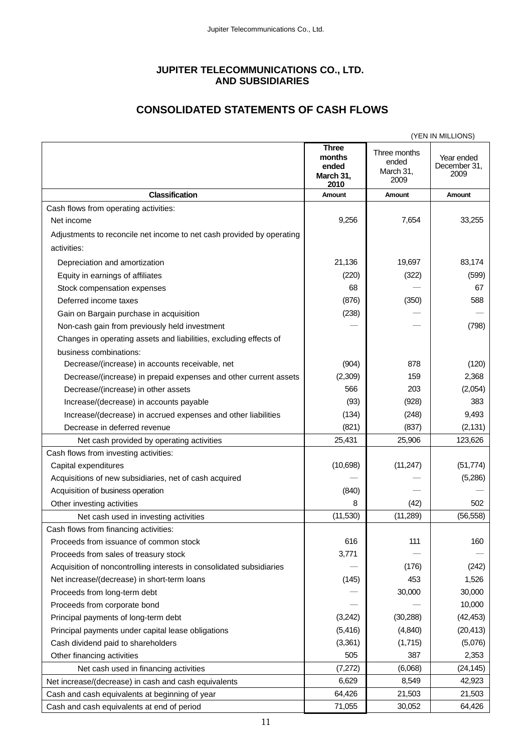# JUPITER TELECOMMUNICATIONS CO., LTD. AND SUBSIDIARIES

## CONSOLIDATED STATEMENTS OF CASH FLOWS

(YEN IN MILLIONS)

| | **Three months ended March 31, 2010** | Three months ended March 31, 2009 | Year ended December 31, 2009 |
|---|---|---|---|
| **Classification** | **Amount** | **Amount** | **Amount** |
| Cash flows from operating activities: | | | |
| Net income | 9,256 | 7,654 | 33,255 |
| Adjustments to reconcile net income to net cash provided by operating activities: | | | |
| Depreciation and amortization | 21,136 | 19,697 | 83,174 |
| Equity in earnings of affiliates | (220) | (322) | (599) |
| Stock compensation expenses | 68 | — | 67 |
| Deferred income taxes | (876) | (350) | 588 |
| Gain on Bargain purchase in acquisition | (238) | — | — |
| Non-cash gain from previously held investment | — | — | (798) |
| Changes in operating assets and liabilities, excluding effects of business combinations: | | | |
| Decrease/(increase) in accounts receivable, net | (904) | 878 | (120) |
| Decrease/(increase) in prepaid expenses and other current assets | (2,309) | 159 | 2,368 |
| Decrease/(increase) in other assets | 566 | 203 | (2,054) |
| Increase/(decrease) in accounts payable | (93) | (928) | 383 |
| Increase/(decrease) in accrued expenses and other liabilities | (134) | (248) | 9,493 |
| Decrease in deferred revenue | (821) | (837) | (2,131) |
| Net cash provided by operating activities | 25,431 | 25,906 | 123,626 |
| Cash flows from investing activities: | | | |
| Capital expenditures | (10,698) | (11,247) | (51,774) |
| Acquisitions of new subsidiaries, net of cash acquired | — | — | (5,286) |
| Acquisition of business operation | (840) | — | — |
| Other investing activities | 8 | (42) | 502 |
| Net cash used in investing activities | (11,530) | (11,289) | (56,558) |
| Cash flows from financing activities: | | | |
| Proceeds from issuance of common stock | 616 | 111 | 160 |
| Proceeds from sales of treasury stock | 3,771 | — | — |
| Acquisition of noncontrolling interests in consolidated subsidiaries | — | (176) | (242) |
| Net increase/(decrease) in short-term loans | (145) | 453 | 1,526 |
| Proceeds from long-term debt | — | 30,000 | 30,000 |
| Proceeds from corporate bond | — | — | 10,000 |
| Principal payments of long-term debt | (3,242) | (30,288) | (42,453) |
| Principal payments under capital lease obligations | (5,416) | (4,840) | (20,413) |
| Cash dividend paid to shareholders | (3,361) | (1,715) | (5,076) |
| Other financing activities | 505 | 387 | 2,353 |
| Net cash used in financing activities | (7,272) | (6,068) | (24,145) |
| Net increase/(decrease) in cash and cash equivalents | 6,629 | 8,549 | 42,923 |
| Cash and cash equivalents at beginning of year | 64,426 | 21,503 | 21,503 |
| Cash and cash equivalents at end of period | 71,055 | 30,052 | 64,426 |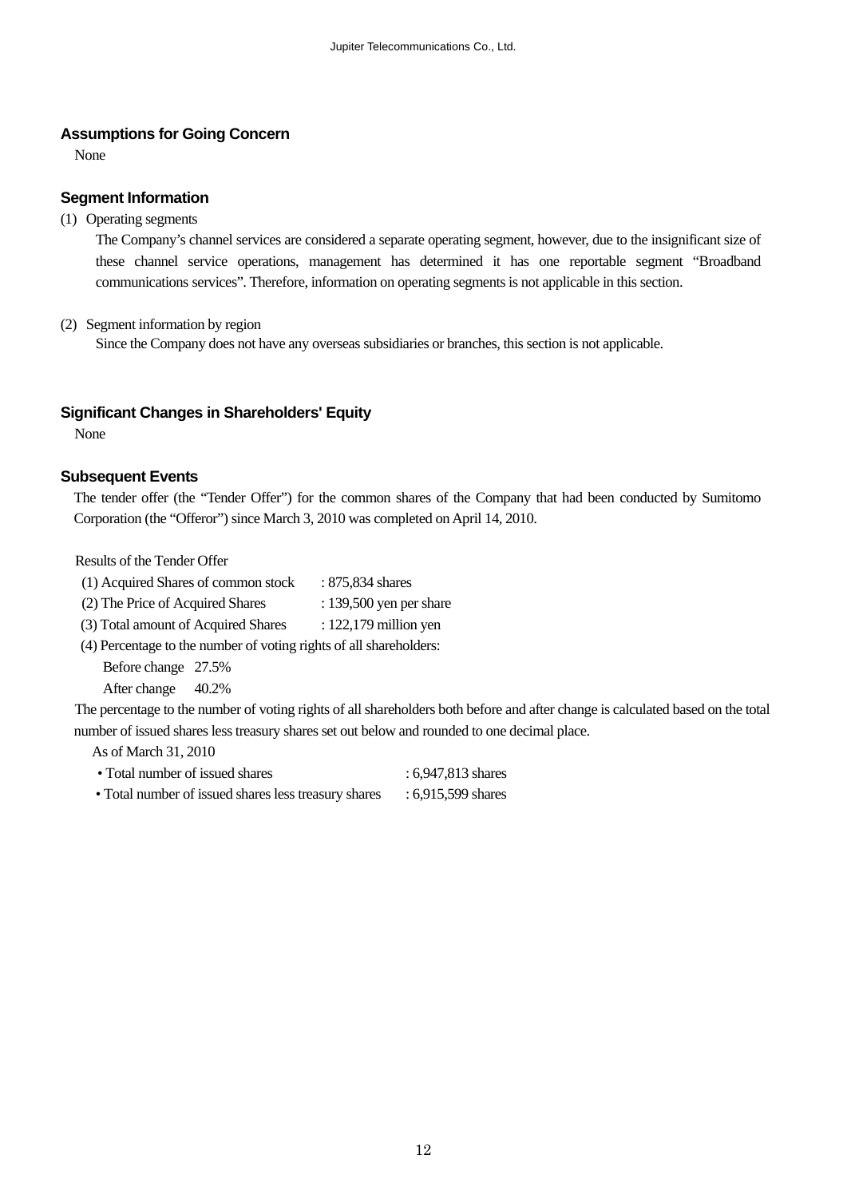### Assumptions for Going Concern

None

### Segment Information

(1) Operating segments

The Company's channel services are considered a separate operating segment, however, due to the insignificant size of these channel service operations, management has determined it has one reportable segment "Broadband communications services". Therefore, information on operating segments is not applicable in this section.

(2) Segment information by region

Since the Company does not have any overseas subsidiaries or branches, this section is not applicable.

### Significant Changes in Shareholders' Equity

None

### Subsequent Events

The tender offer (the "Tender Offer") for the common shares of the Company that had been conducted by Sumitomo Corporation (the "Offeror") since March 3, 2010 was completed on April 14, 2010.

Results of the Tender Offer

(1) Acquired Shares of common stock : 875,834 shares

(2) The Price of Acquired Shares : 139,500 yen per share

(3) Total amount of Acquired Shares : 122,179 million yen

(4) Percentage to the number of voting rights of all shareholders:

Before change 27.5%

After change 40.2%

The percentage to the number of voting rights of all shareholders both before and after change is calculated based on the total number of issued shares less treasury shares set out below and rounded to one decimal place.

As of March 31, 2010

- Total number of issued shares : 6,947,813 shares
- Total number of issued shares less treasury shares : 6,915,599 shares